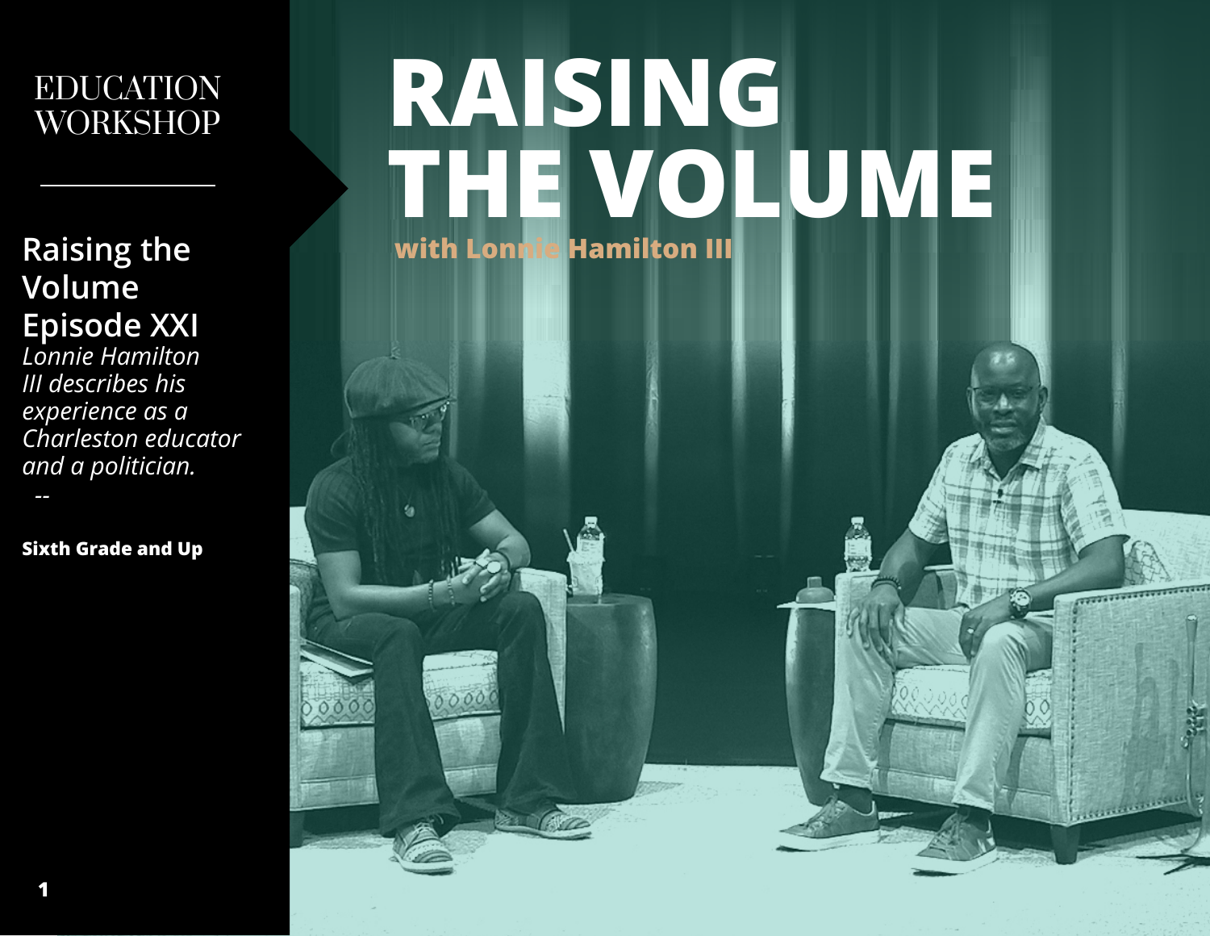EDUCATION WORKSHOP

## Raising the Volume Episode XXI

*Lonnie Hamilton III describes his experience as a Charleston educator and a politician.*

--

**Sixth Grade and Up**

# RAISING THE VOLUME

**with Lonnie Hamilton III**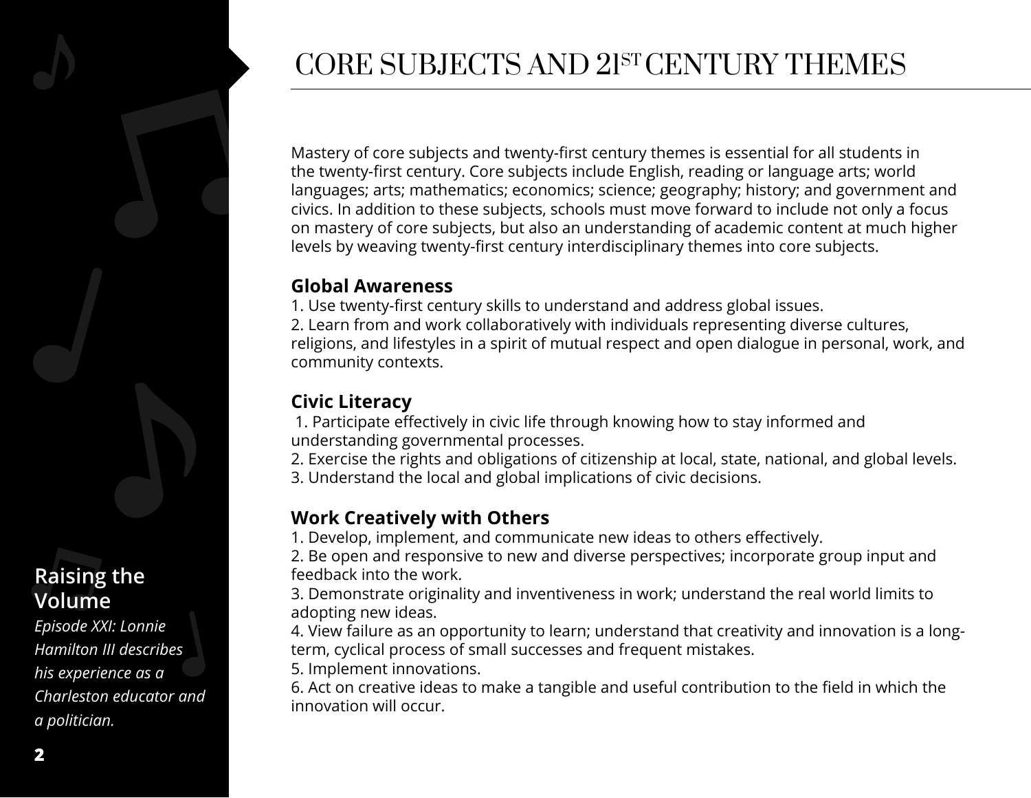# CORE SUBJECTS AND 21ST CENTURY THEMES

Mastery of core subjects and twenty-first century themes is essential for all students in the twenty-first century. Core subjects include English, reading or language arts; world languages; arts; mathematics; economics; science; geography; history; and government and civics. In addition to these subjects, schools must move forward to include not only a focus on mastery of core subjects, but also an understanding of academic content at much higher levels by weaving twenty-first century interdisciplinary themes into core subjects.

**Global Awareness**

1. Use twenty-first century skills to understand and address global issues.
2. Learn from and work collaboratively with individuals representing diverse cultures, religions, and lifestyles in a spirit of mutual respect and open dialogue in personal, work, and community contexts.

**Civic Literacy**

1. Participate effectively in civic life through knowing how to stay informed and understanding governmental processes.
2. Exercise the rights and obligations of citizenship at local, state, national, and global levels.
3. Understand the local and global implications of civic decisions.

**Work Creatively with Others**

1. Develop, implement, and communicate new ideas to others effectively.
2. Be open and responsive to new and diverse perspectives; incorporate group input and feedback into the work.
3. Demonstrate originality and inventiveness in work; understand the real world limits to adopting new ideas.
4. View failure as an opportunity to learn; understand that creativity and innovation is a long-term, cyclical process of small successes and frequent mistakes.
5. Implement innovations.
6. Act on creative ideas to make a tangible and useful contribution to the field in which the innovation will occur.

**Raising the Volume**

*Episode XXI: Lonnie Hamilton III describes his experience as a Charleston educator and a politician.*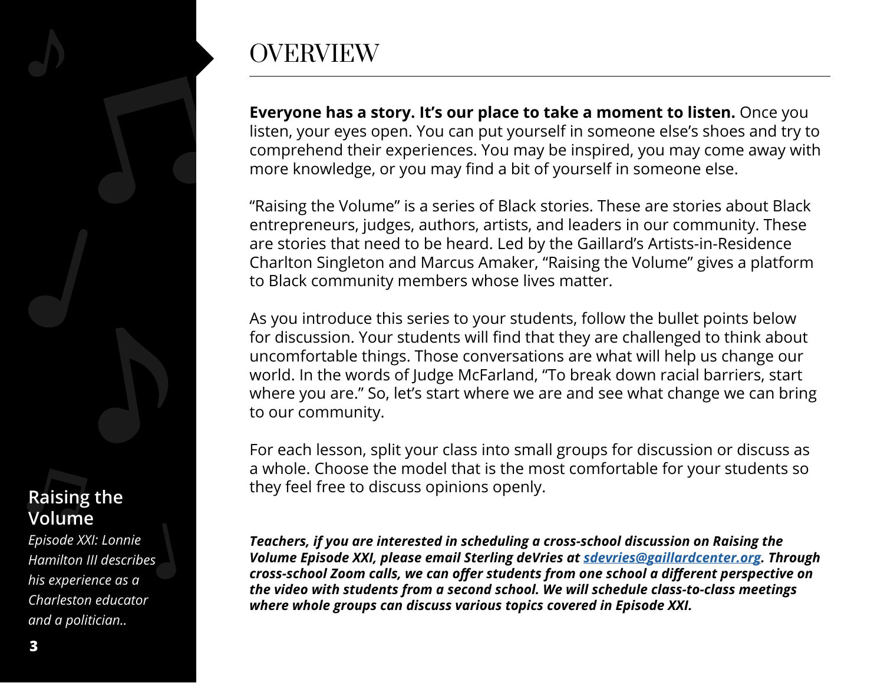# OVERVIEW

**Everyone has a story. It's our place to take a moment to listen.** Once you listen, your eyes open. You can put yourself in someone else's shoes and try to comprehend their experiences. You may be inspired, you may come away with more knowledge, or you may find a bit of yourself in someone else.

"Raising the Volume" is a series of Black stories. These are stories about Black entrepreneurs, judges, authors, artists, and leaders in our community. These are stories that need to be heard. Led by the Gaillard's Artists-in-Residence Charlton Singleton and Marcus Amaker, "Raising the Volume" gives a platform to Black community members whose lives matter.

As you introduce this series to your students, follow the bullet points below for discussion. Your students will find that they are challenged to think about uncomfortable things. Those conversations are what will help us change our world. In the words of Judge McFarland, "To break down racial barriers, start where you are." So, let's start where we are and see what change we can bring to our community.

For each lesson, split your class into small groups for discussion or discuss as a whole. Choose the model that is the most comfortable for your students so they feel free to discuss opinions openly.

***Teachers, if you are interested in scheduling a cross-school discussion on Raising the Volume Episode XXI, please email Sterling deVries at [sdevries@gaillardcenter.org](mailto:sdevries@gaillardcenter.org). Through cross-school Zoom calls, we can offer students from one school a different perspective on the video with students from a second school. We will schedule class-to-class meetings where whole groups can discuss various topics covered in Episode XXI.***

**Raising the Volume**

*Episode XXI: Lonnie Hamilton III describes his experience as a Charleston educator and a politician..*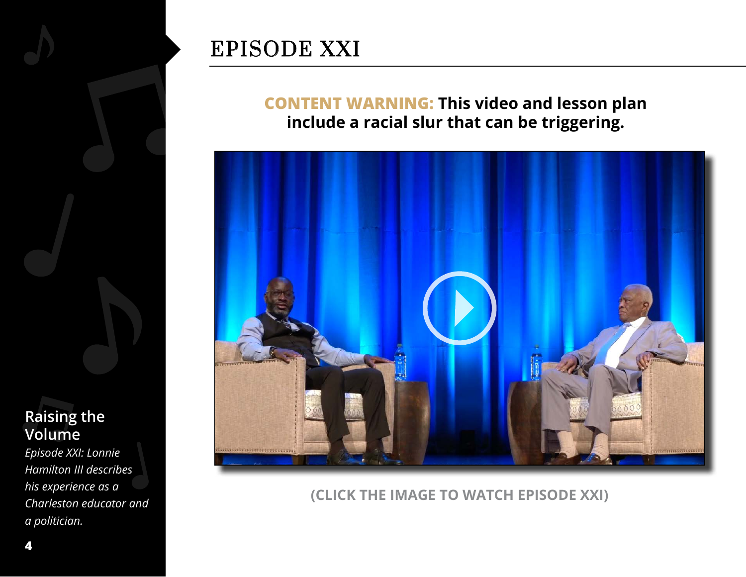# EPISODE XXI

**CONTENT WARNING: This video and lesson plan include a racial slur that can be triggering.**

**(CLICK THE IMAGE TO WATCH EPISODE XXI)**

**Raising the Volume**

*Episode XXI: Lonnie Hamilton III describes his experience as a Charleston educator and a politician.*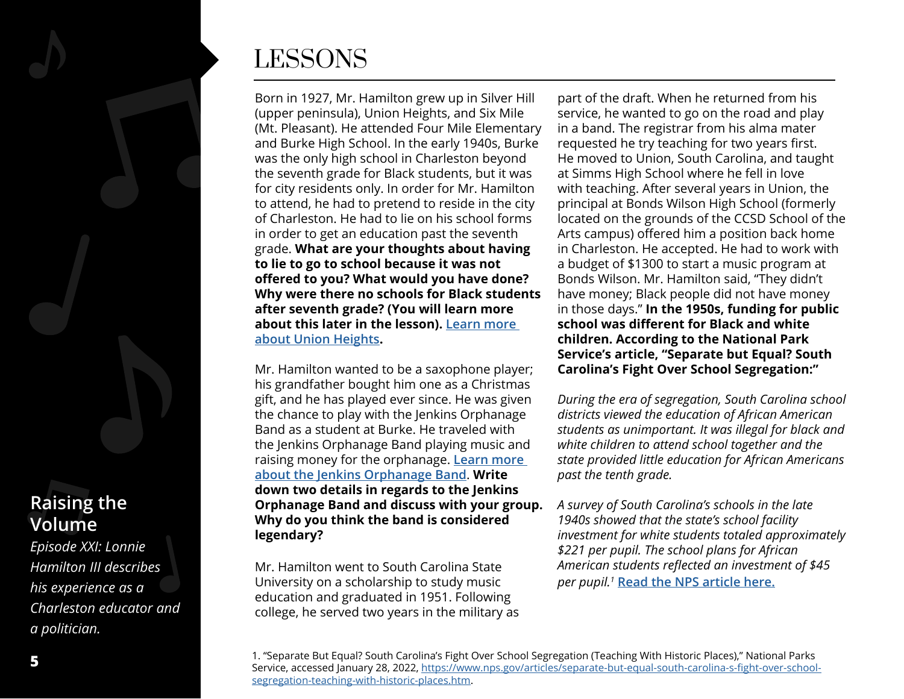## Raising the Volume

*Episode XXI: Lonnie Hamilton III describes his experience as a Charleston educator and a politician.*

# LESSONS

Born in 1927, Mr. Hamilton grew up in Silver Hill (upper peninsula), Union Heights, and Six Mile (Mt. Pleasant). He attended Four Mile Elementary and Burke High School. In the early 1940s, Burke was the only high school in Charleston beyond the seventh grade for Black students, but it was for city residents only. In order for Mr. Hamilton to attend, he had to pretend to reside in the city of Charleston. He had to lie on his school forms in order to get an education past the seventh grade. **What are your thoughts about having to lie to go to school because it was not offered to you? What would you have done? Why were there no schools for Black students after seventh grade? (You will learn more about this later in the lesson). Learn more about Union Heights.**

Mr. Hamilton wanted to be a saxophone player; his grandfather bought him one as a Christmas gift, and he has played ever since. He was given the chance to play with the Jenkins Orphanage Band as a student at Burke. He traveled with the Jenkins Orphanage Band playing music and raising money for the orphanage. **Learn more about the Jenkins Orphanage Band**. **Write down two details in regards to the Jenkins Orphanage Band and discuss with your group. Why do you think the band is considered legendary?**

Mr. Hamilton went to South Carolina State University on a scholarship to study music education and graduated in 1951. Following college, he served two years in the military as part of the draft. When he returned from his service, he wanted to go on the road and play in a band. The registrar from his alma mater requested he try teaching for two years first. He moved to Union, South Carolina, and taught at Simms High School where he fell in love with teaching. After several years in Union, the principal at Bonds Wilson High School (formerly located on the grounds of the CCSD School of the Arts campus) offered him a position back home in Charleston. He accepted. He had to work with a budget of $1300 to start a music program at Bonds Wilson. Mr. Hamilton said, "They didn't have money; Black people did not have money in those days." **In the 1950s, funding for public school was different for Black and white children. According to the National Park Service's article, "Separate but Equal? South Carolina's Fight Over School Segregation:"**

*During the era of segregation, South Carolina school districts viewed the education of African American students as unimportant. It was illegal for black and white children to attend school together and the state provided little education for African Americans past the tenth grade.*

*A survey of South Carolina's schools in the late 1940s showed that the state's school facility investment for white students totaled approximately $221 per pupil. The school plans for African American students reflected an investment of $45 per pupil.*[1] **Read the NPS article here.**

1. "Separate But Equal? South Carolina's Fight Over School Segregation (Teaching With Historic Places)," National Parks Service, accessed January 28, 2022, https://www.nps.gov/articles/separate-but-equal-south-carolina-s-fight-over-school-segregation-teaching-with-historic-places.htm.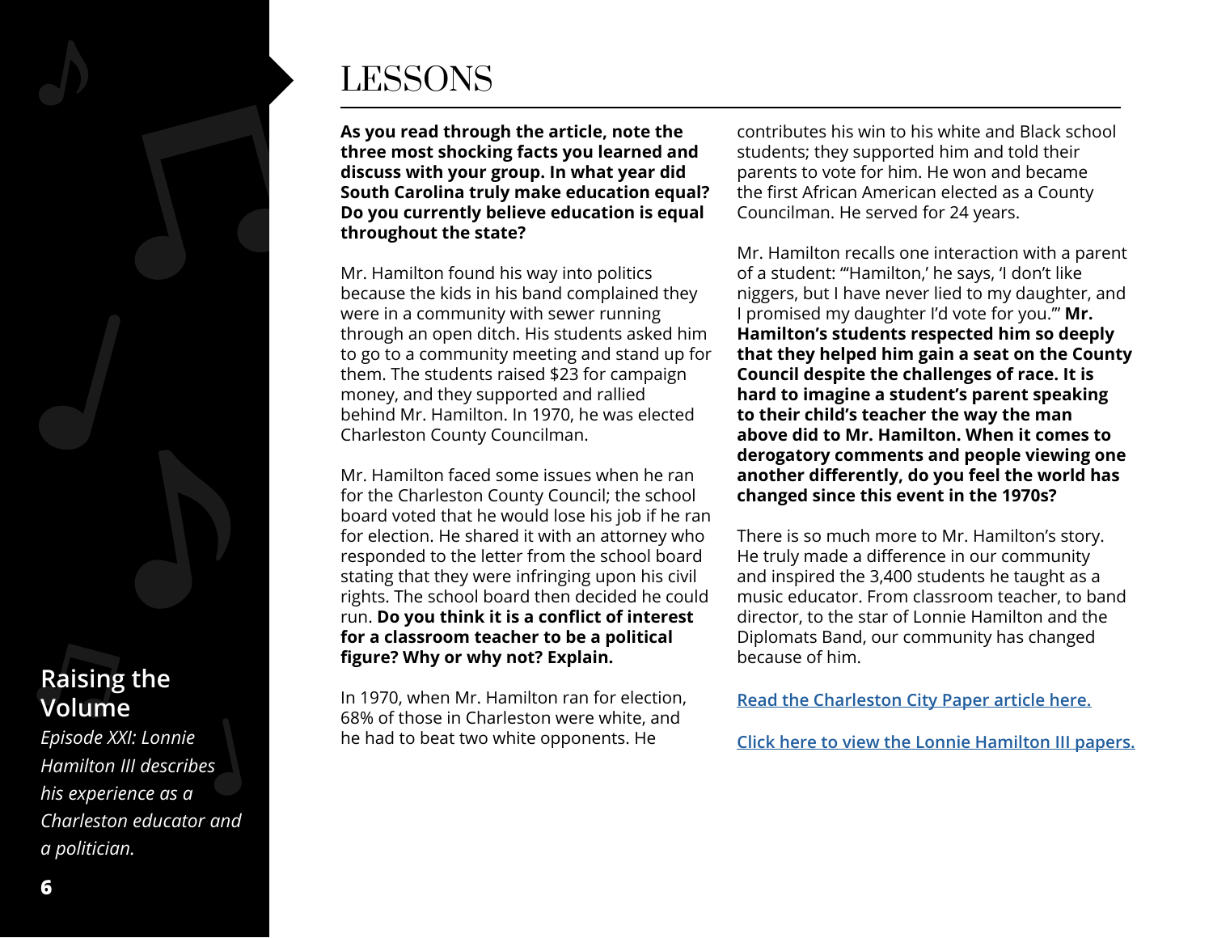# LESSONS

**As you read through the article, note the three most shocking facts you learned and discuss with your group. In what year did South Carolina truly make education equal? Do you currently believe education is equal throughout the state?**

Mr. Hamilton found his way into politics because the kids in his band complained they were in a community with sewer running through an open ditch. His students asked him to go to a community meeting and stand up for them. The students raised $23 for campaign money, and they supported and rallied behind Mr. Hamilton. In 1970, he was elected Charleston County Councilman.

Mr. Hamilton faced some issues when he ran for the Charleston County Council; the school board voted that he would lose his job if he ran for election. He shared it with an attorney who responded to the letter from the school board stating that they were infringing upon his civil rights. The school board then decided he could run. **Do you think it is a conflict of interest for a classroom teacher to be a political figure? Why or why not? Explain.**

In 1970, when Mr. Hamilton ran for election, 68% of those in Charleston were white, and he had to beat two white opponents. He contributes his win to his white and Black school students; they supported him and told their parents to vote for him. He won and became the first African American elected as a County Councilman. He served for 24 years.

Mr. Hamilton recalls one interaction with a parent of a student: "'Hamilton,' he says, 'I don't like niggers, but I have never lied to my daughter, and I promised my daughter I'd vote for you.'" **Mr. Hamilton's students respected him so deeply that they helped him gain a seat on the County Council despite the challenges of race. It is hard to imagine a student's parent speaking to their child's teacher the way the man above did to Mr. Hamilton. When it comes to derogatory comments and people viewing one another differently, do you feel the world has changed since this event in the 1970s?**

There is so much more to Mr. Hamilton's story. He truly made a difference in our community and inspired the 3,400 students he taught as a music educator. From classroom teacher, to band director, to the star of Lonnie Hamilton and the Diplomats Band, our community has changed because of him.

Read the Charleston City Paper article here.

Click here to view the Lonnie Hamilton III papers.

**Raising the Volume**

*Episode XXI: Lonnie Hamilton III describes his experience as a Charleston educator and a politician.*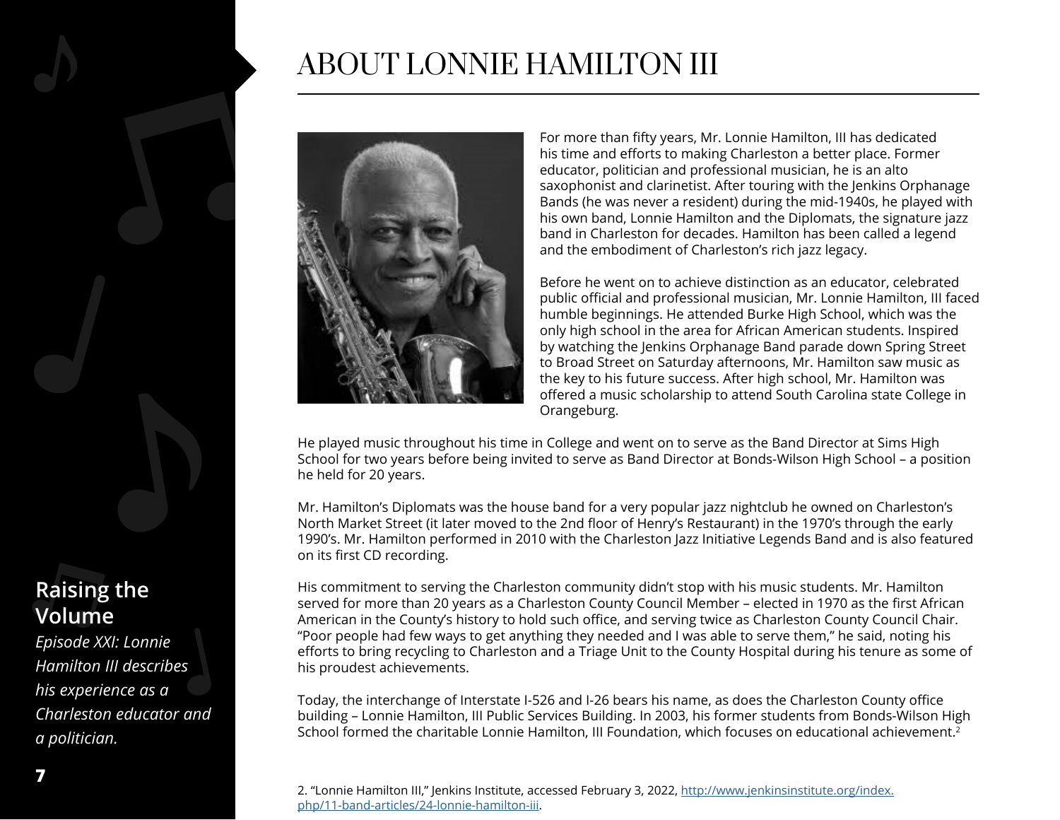# ABOUT LONNIE HAMILTON III

For more than fifty years, Mr. Lonnie Hamilton, III has dedicated his time and efforts to making Charleston a better place. Former educator, politician and professional musician, he is an alto saxophonist and clarinetist. After touring with the Jenkins Orphanage Bands (he was never a resident) during the mid-1940s, he played with his own band, Lonnie Hamilton and the Diplomats, the signature jazz band in Charleston for decades. Hamilton has been called a legend and the embodiment of Charleston's rich jazz legacy.

Before he went on to achieve distinction as an educator, celebrated public official and professional musician, Mr. Lonnie Hamilton, III faced humble beginnings. He attended Burke High School, which was the only high school in the area for African American students. Inspired by watching the Jenkins Orphanage Band parade down Spring Street to Broad Street on Saturday afternoons, Mr. Hamilton saw music as the key to his future success. After high school, Mr. Hamilton was offered a music scholarship to attend South Carolina state College in Orangeburg.

He played music throughout his time in College and went on to serve as the Band Director at Sims High School for two years before being invited to serve as Band Director at Bonds-Wilson High School – a position he held for 20 years.

Mr. Hamilton's Diplomats was the house band for a very popular jazz nightclub he owned on Charleston's North Market Street (it later moved to the 2nd floor of Henry's Restaurant) in the 1970's through the early 1990's. Mr. Hamilton performed in 2010 with the Charleston Jazz Initiative Legends Band and is also featured on its first CD recording.

His commitment to serving the Charleston community didn't stop with his music students. Mr. Hamilton served for more than 20 years as a Charleston County Council Member – elected in 1970 as the first African American in the County's history to hold such office, and serving twice as Charleston County Council Chair. "Poor people had few ways to get anything they needed and I was able to serve them," he said, noting his efforts to bring recycling to Charleston and a Triage Unit to the County Hospital during his tenure as some of his proudest achievements.

Today, the interchange of Interstate I-526 and I-26 bears his name, as does the Charleston County office building – Lonnie Hamilton, III Public Services Building. In 2003, his former students from Bonds-Wilson High School formed the charitable Lonnie Hamilton, III Foundation, which focuses on educational achievement.[2]

**Raising the Volume**

*Episode XXI: Lonnie Hamilton III describes his experience as a Charleston educator and a politician.*

2. "Lonnie Hamilton III," Jenkins Institute, accessed February 3, 2022, http://www.jenkinsinstitute.org/index.php/11-band-articles/24-lonnie-hamilton-iii.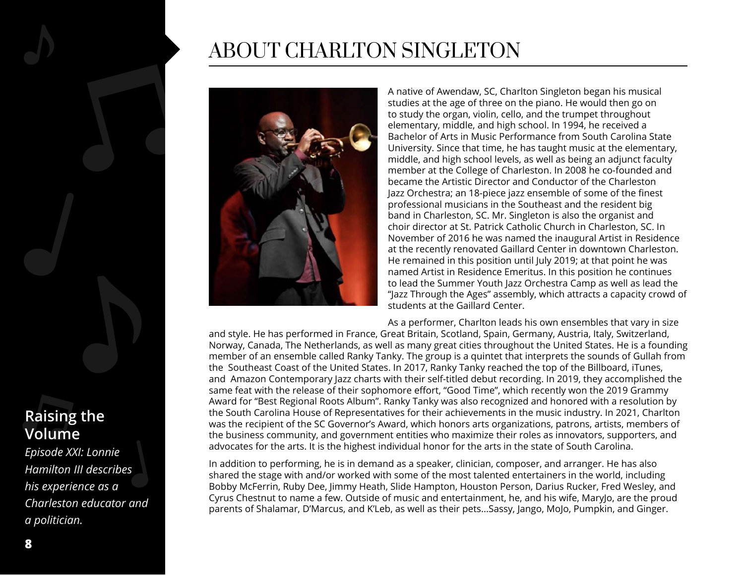# ABOUT CHARLTON SINGLETON

A native of Awendaw, SC, Charlton Singleton began his musical studies at the age of three on the piano. He would then go on to study the organ, violin, cello, and the trumpet throughout elementary, middle, and high school. In 1994, he received a Bachelor of Arts in Music Performance from South Carolina State University. Since that time, he has taught music at the elementary, middle, and high school levels, as well as being an adjunct faculty member at the College of Charleston. In 2008 he co-founded and became the Artistic Director and Conductor of the Charleston Jazz Orchestra; an 18-piece jazz ensemble of some of the finest professional musicians in the Southeast and the resident big band in Charleston, SC. Mr. Singleton is also the organist and choir director at St. Patrick Catholic Church in Charleston, SC. In November of 2016 he was named the inaugural Artist in Residence at the recently renovated Gaillard Center in downtown Charleston. He remained in this position until July 2019; at that point he was named Artist in Residence Emeritus. In this position he continues to lead the Summer Youth Jazz Orchestra Camp as well as lead the "Jazz Through the Ages" assembly, which attracts a capacity crowd of students at the Gaillard Center.

As a performer, Charlton leads his own ensembles that vary in size and style. He has performed in France, Great Britain, Scotland, Spain, Germany, Austria, Italy, Switzerland, Norway, Canada, The Netherlands, as well as many great cities throughout the United States. He is a founding member of an ensemble called Ranky Tanky. The group is a quintet that interprets the sounds of Gullah from the Southeast Coast of the United States. In 2017, Ranky Tanky reached the top of the Billboard, iTunes, and Amazon Contemporary Jazz charts with their self-titled debut recording. In 2019, they accomplished the same feat with the release of their sophomore effort, "Good Time", which recently won the 2019 Grammy Award for "Best Regional Roots Album". Ranky Tanky was also recognized and honored with a resolution by the South Carolina House of Representatives for their achievements in the music industry. In 2021, Charlton was the recipient of the SC Governor's Award, which honors arts organizations, patrons, artists, members of the business community, and government entities who maximize their roles as innovators, supporters, and advocates for the arts. It is the highest individual honor for the arts in the state of South Carolina.

In addition to performing, he is in demand as a speaker, clinician, composer, and arranger. He has also shared the stage with and/or worked with some of the most talented entertainers in the world, including Bobby McFerrin, Ruby Dee, Jimmy Heath, Slide Hampton, Houston Person, Darius Rucker, Fred Wesley, and Cyrus Chestnut to name a few. Outside of music and entertainment, he, and his wife, MaryJo, are the proud parents of Shalamar, D'Marcus, and K'Leb, as well as their pets…Sassy, Jango, MoJo, Pumpkin, and Ginger.

**Raising the Volume**

*Episode XXI: Lonnie Hamilton III describes his experience as a Charleston educator and a politician.*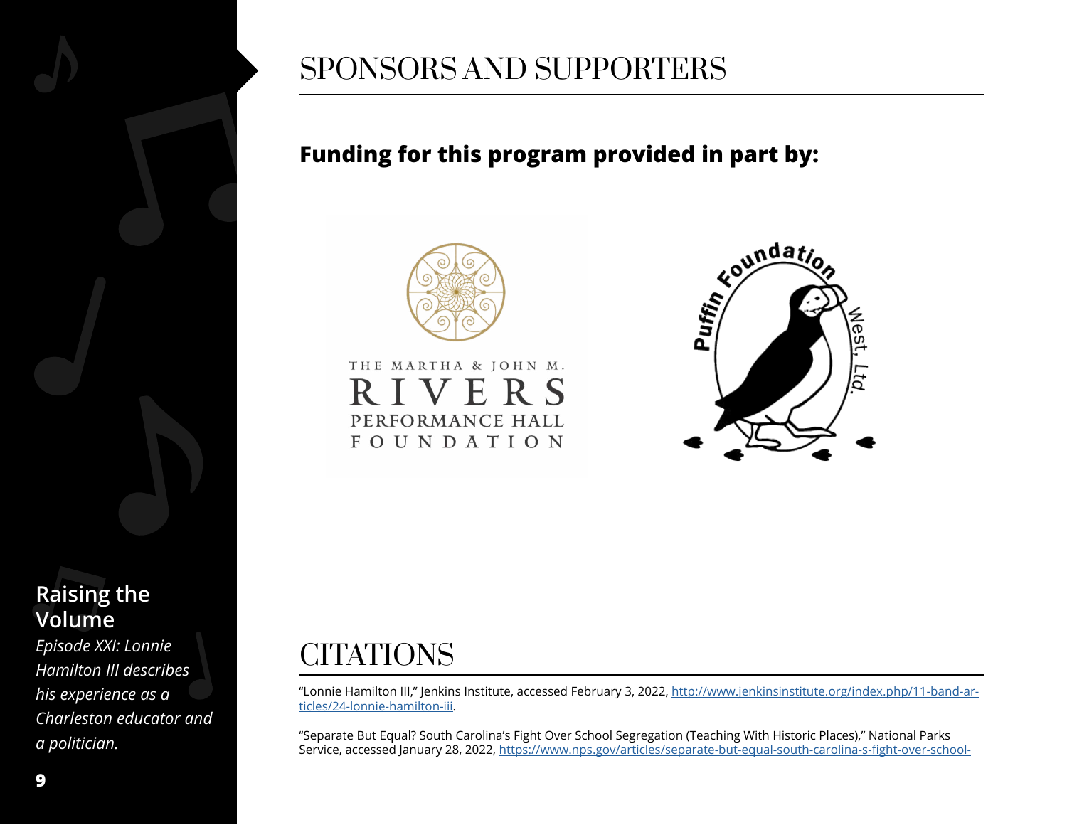# SPONSORS AND SUPPORTERS

**Funding for this program provided in part by:**

THE MARTHA & JOHN M. RIVERS PERFORMANCE HALL FOUNDATION

Puffin Foundation West, Ltd.

**Raising the Volume**

*Episode XXI: Lonnie Hamilton III describes his experience as a Charleston educator and a politician.*

# CITATIONS

"Lonnie Hamilton III," Jenkins Institute, accessed February 3, 2022, http://www.jenkinsinstitute.org/index.php/11-band-articles/24-lonnie-hamilton-iii.

"Separate But Equal? South Carolina's Fight Over School Segregation (Teaching With Historic Places)," National Parks Service, accessed January 28, 2022, https://www.nps.gov/articles/separate-but-equal-south-carolina-s-fight-over-school-